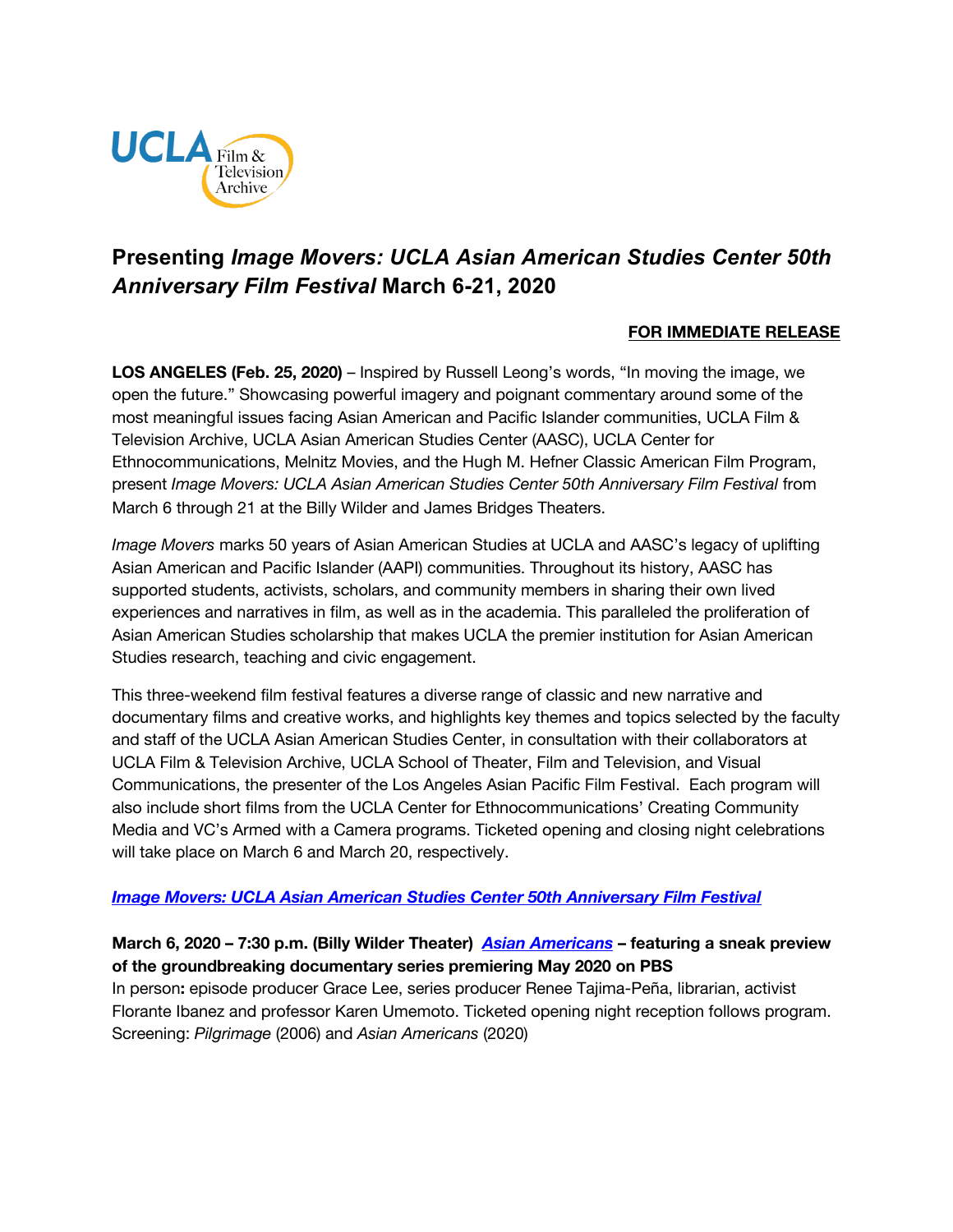# Presenting *Image Movers: UCLA Asian American Studies Center 50th Anniversary Film Festival* March 6-21, 2020

**FOR IMMEDIATE RELEASE**

**LOS ANGELES (Feb. 25, 2020)** – Inspired by Russell Leong's words, "In moving the image, we open the future." Showcasing powerful imagery and poignant commentary around some of the most meaningful issues facing Asian American and Pacific Islander communities, UCLA Film & Television Archive, UCLA Asian American Studies Center (AASC), UCLA Center for Ethnocommunications, Melnitz Movies, and the Hugh M. Hefner Classic American Film Program, present *Image Movers: UCLA Asian American Studies Center 50th Anniversary Film Festival* from March 6 through 21 at the Billy Wilder and James Bridges Theaters.

*Image Movers* marks 50 years of Asian American Studies at UCLA and AASC's legacy of uplifting Asian American and Pacific Islander (AAPI) communities. Throughout its history, AASC has supported students, activists, scholars, and community members in sharing their own lived experiences and narratives in film, as well as in the academia. This paralleled the proliferation of Asian American Studies scholarship that makes UCLA the premier institution for Asian American Studies research, teaching and civic engagement.

This three-weekend film festival features a diverse range of classic and new narrative and documentary films and creative works, and highlights key themes and topics selected by the faculty and staff of the UCLA Asian American Studies Center, in consultation with their collaborators at UCLA Film & Television Archive, UCLA School of Theater, Film and Television, and Visual Communications, the presenter of the Los Angeles Asian Pacific Film Festival. Each program will also include short films from the UCLA Center for Ethnocommunications' Creating Community Media and VC's Armed with a Camera programs. Ticketed opening and closing night celebrations will take place on March 6 and March 20, respectively.

***Image Movers: UCLA Asian American Studies Center 50th Anniversary Film Festival***

**March 6, 2020 – 7:30 p.m. (Billy Wilder Theater) *Asian Americans* – featuring a sneak preview of the groundbreaking documentary series premiering May 2020 on PBS**
In person**:** episode producer Grace Lee, series producer Renee Tajima-Peña, librarian, activist Florante Ibanez and professor Karen Umemoto. Ticketed opening night reception follows program.
Screening: *Pilgrimage* (2006) and *Asian Americans* (2020)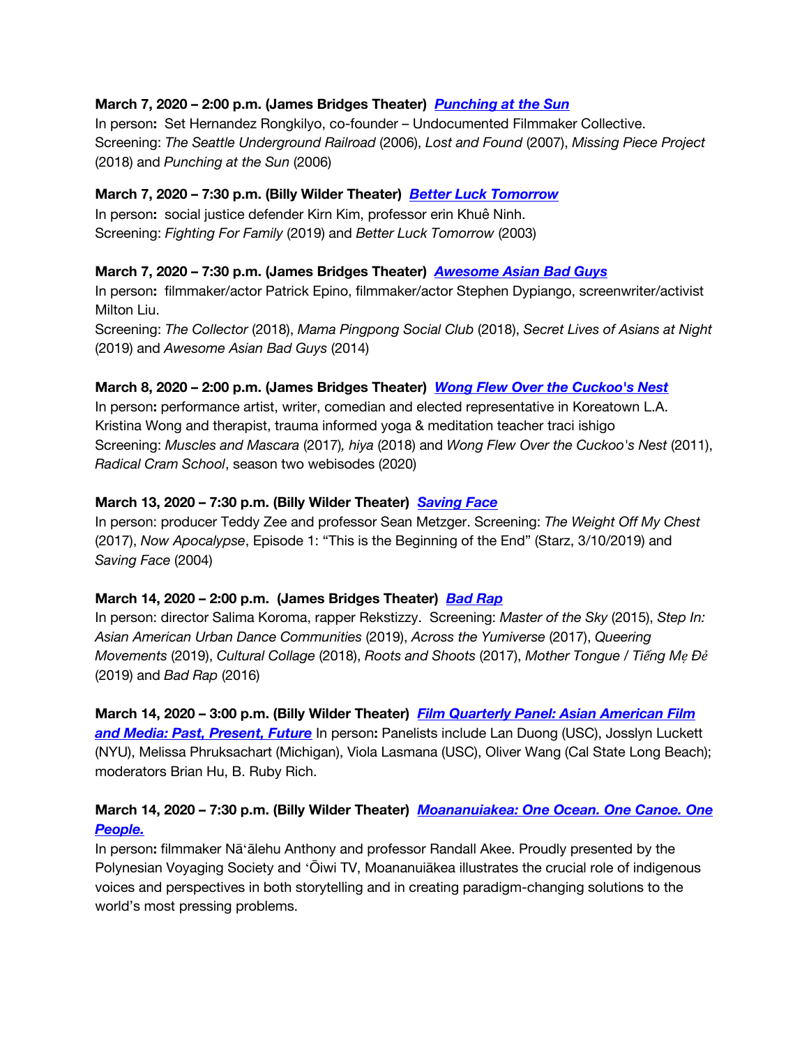**March 7, 2020 – 2:00 p.m. (James Bridges Theater)** ***Punching at the Sun***
In person**:** Set Hernandez Rongkilyo, co-founder – Undocumented Filmmaker Collective.
Screening: *The Seattle Underground Railroad* (2006), *Lost and Found* (2007), *Missing Piece Project* (2018) and *Punching at the Sun* (2006)

**March 7, 2020 – 7:30 p.m. (Billy Wilder Theater)** ***Better Luck Tomorrow***
In person**:** social justice defender Kirn Kim, professor erin Khuê Ninh.
Screening: *Fighting For Family* (2019) and *Better Luck Tomorrow* (2003)

**March 7, 2020 – 7:30 p.m. (James Bridges Theater)** ***Awesome Asian Bad Guys***
In person**:** filmmaker/actor Patrick Epino, filmmaker/actor Stephen Dypiango, screenwriter/activist Milton Liu.
Screening: *The Collector* (2018), *Mama Pingpong Social Club* (2018), *Secret Lives of Asians at Night* (2019) and *Awesome Asian Bad Guys* (2014)

**March 8, 2020 – 2:00 p.m. (James Bridges Theater)** ***Wong Flew Over the Cuckoo's Nest***
In person**:** performance artist, writer, comedian and elected representative in Koreatown L.A. Kristina Wong and therapist, trauma informed yoga & meditation teacher traci ishigo
Screening: *Muscles and Mascara* (2017)*, hiya* (2018) and *Wong Flew Over the Cuckoo's Nest* (2011), *Radical Cram School*, season two webisodes (2020)

**March 13, 2020 – 7:30 p.m. (Billy Wilder Theater)** ***Saving Face***
In person: producer Teddy Zee and professor Sean Metzger. Screening: *The Weight Off My Chest* (2017), *Now Apocalypse*, Episode 1: "This is the Beginning of the End" (Starz, 3/10/2019) and *Saving Face* (2004)

**March 14, 2020 – 2:00 p.m. (James Bridges Theater)** ***Bad Rap***
In person: director Salima Koroma, rapper Rekstizzy. Screening: *Master of the Sky* (2015), *Step In: Asian American Urban Dance Communities* (2019), *Across the Yumiverse* (2017), *Queering Movements* (2019), *Cultural Collage* (2018), *Roots and Shoots* (2017), *Mother Tongue / Tiếng Mẹ Đẻ* (2019) and *Bad Rap* (2016)

**March 14, 2020 – 3:00 p.m. (Billy Wilder Theater)** ***Film Quarterly Panel: Asian American Film and Media: Past, Present, Future*** In person**:** Panelists include Lan Duong (USC), Josslyn Luckett (NYU), Melissa Phruksachart (Michigan), Viola Lasmana (USC), Oliver Wang (Cal State Long Beach); moderators Brian Hu, B. Ruby Rich.

**March 14, 2020 – 7:30 p.m. (Billy Wilder Theater)** ***Moananuiakea: One Ocean. One Canoe. One People.***
In person**:** filmmaker Nāʻālehu Anthony and professor Randall Akee. Proudly presented by the Polynesian Voyaging Society and ʻŌiwi TV, Moananuiākea illustrates the crucial role of indigenous voices and perspectives in both storytelling and in creating paradigm-changing solutions to the world's most pressing problems.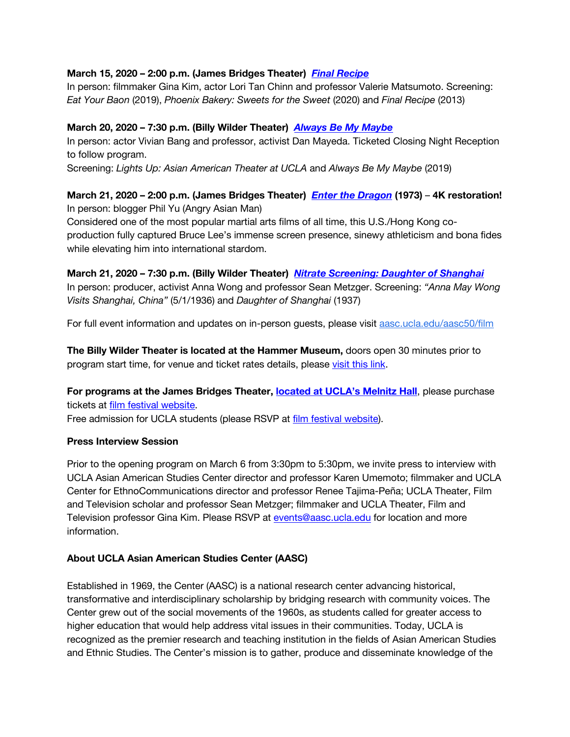**March 15, 2020 – 2:00 p.m. (James Bridges Theater)** ***Final Recipe***
In person: filmmaker Gina Kim, actor Lori Tan Chinn and professor Valerie Matsumoto. Screening: *Eat Your Baon* (2019), *Phoenix Bakery: Sweets for the Sweet* (2020) and *Final Recipe* (2013)

**March 20, 2020 – 7:30 p.m. (Billy Wilder Theater)** ***Always Be My Maybe***
In person: actor Vivian Bang and professor, activist Dan Mayeda. Ticketed Closing Night Reception to follow program.
Screening: *Lights Up: Asian American Theater at UCLA* and *Always Be My Maybe* (2019)

**March 21, 2020 – 2:00 p.m. (James Bridges Theater)** ***Enter the Dragon*** **(1973) – 4K restoration!**
In person: blogger Phil Yu (Angry Asian Man)
Considered one of the most popular martial arts films of all time, this U.S./Hong Kong co-production fully captured Bruce Lee's immense screen presence, sinewy athleticism and bona fides while elevating him into international stardom.

**March 21, 2020 – 7:30 p.m. (Billy Wilder Theater)** ***Nitrate Screening: Daughter of Shanghai***
In person: producer, activist Anna Wong and professor Sean Metzger. Screening: *"Anna May Wong Visits Shanghai, China"* (5/1/1936) and *Daughter of Shanghai* (1937)

For full event information and updates on in-person guests, please visit aasc.ucla.edu/aasc50/film

**The Billy Wilder Theater is located at the Hammer Museum,** doors open 30 minutes prior to program start time, for venue and ticket rates details, please visit this link.

**For programs at the James Bridges Theater, located at UCLA's Melnitz Hall**, please purchase tickets at film festival website.
Free admission for UCLA students (please RSVP at film festival website).

**Press Interview Session**

Prior to the opening program on March 6 from 3:30pm to 5:30pm, we invite press to interview with UCLA Asian American Studies Center director and professor Karen Umemoto; filmmaker and UCLA Center for EthnoCommunications director and professor Renee Tajima-Peña; UCLA Theater, Film and Television scholar and professor Sean Metzger; filmmaker and UCLA Theater, Film and Television professor Gina Kim. Please RSVP at events@aasc.ucla.edu for location and more information.

**About UCLA Asian American Studies Center (AASC)**

Established in 1969, the Center (AASC) is a national research center advancing historical, transformative and interdisciplinary scholarship by bridging research with community voices. The Center grew out of the social movements of the 1960s, as students called for greater access to higher education that would help address vital issues in their communities. Today, UCLA is recognized as the premier research and teaching institution in the fields of Asian American Studies and Ethnic Studies. The Center's mission is to gather, produce and disseminate knowledge of the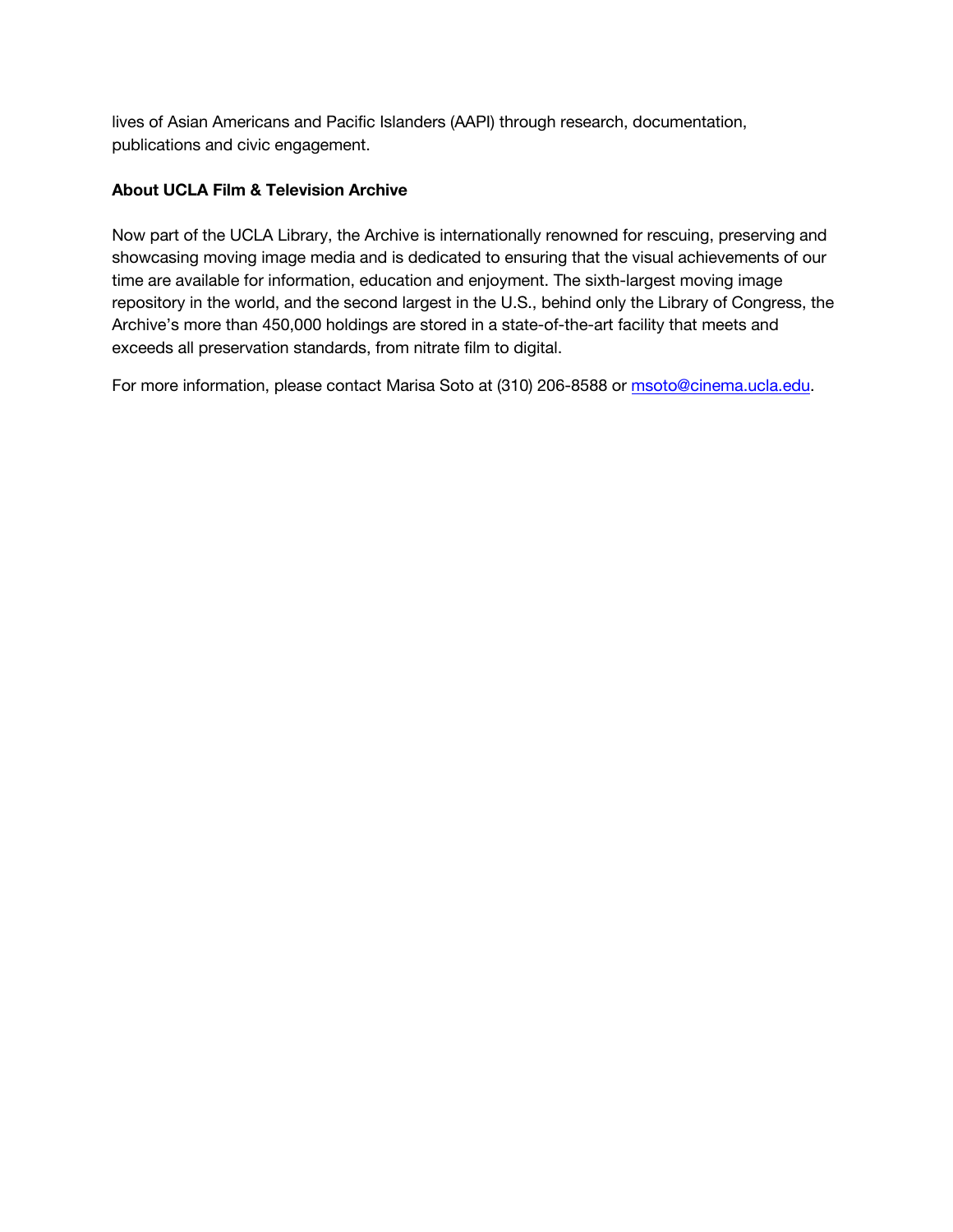lives of Asian Americans and Pacific Islanders (AAPI) through research, documentation, publications and civic engagement.

**About UCLA Film & Television Archive**

Now part of the UCLA Library, the Archive is internationally renowned for rescuing, preserving and showcasing moving image media and is dedicated to ensuring that the visual achievements of our time are available for information, education and enjoyment. The sixth-largest moving image repository in the world, and the second largest in the U.S., behind only the Library of Congress, the Archive's more than 450,000 holdings are stored in a state-of-the-art facility that meets and exceeds all preservation standards, from nitrate film to digital.

For more information, please contact Marisa Soto at (310) 206-8588 or msoto@cinema.ucla.edu.